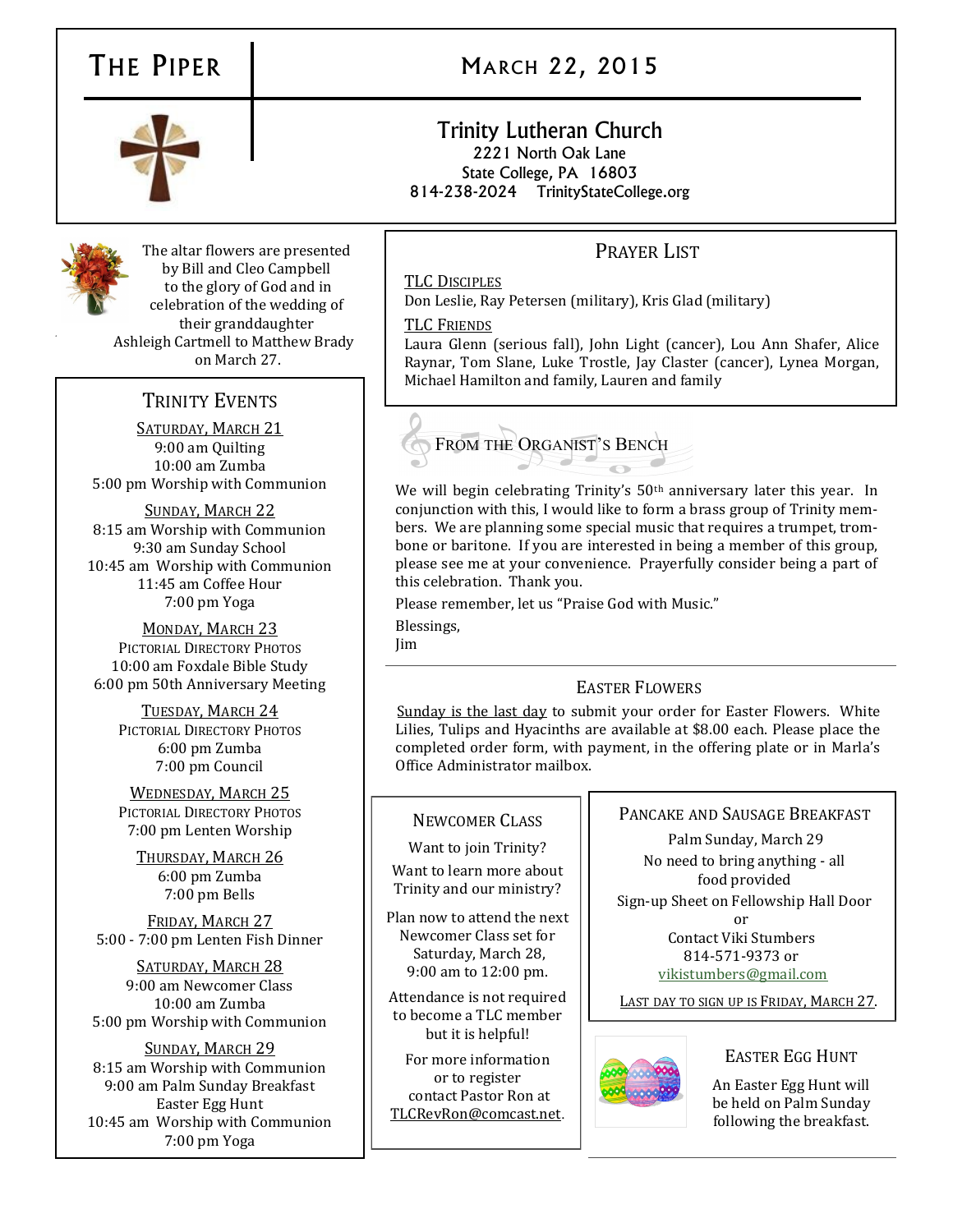# The Piper

## March 22, 2015

**Trinity Lutheran Church**
2221 North Oak Lane
State College, PA 16803
814-238-2024 TrinityStateCollege.org

The altar flowers are presented by Bill and Cleo Campbell to the glory of God and in celebration of the wedding of their granddaughter Ashleigh Cartmell to Matthew Brady on March 27.

## Trinity Events

**Saturday, March 21**
9:00 am Quilting
10:00 am Zumba
5:00 pm Worship with Communion

**Sunday, March 22**
8:15 am Worship with Communion
9:30 am Sunday School
10:45 am Worship with Communion
11:45 am Coffee Hour
7:00 pm Yoga

**Monday, March 23**
Pictorial Directory Photos
10:00 am Foxdale Bible Study
6:00 pm 50th Anniversary Meeting

**Tuesday, March 24**
Pictorial Directory Photos
6:00 pm Zumba
7:00 pm Council

**Wednesday, March 25**
Pictorial Directory Photos
7:00 pm Lenten Worship

**Thursday, March 26**
6:00 pm Zumba
7:00 pm Bells

**Friday, March 27**
5:00 - 7:00 pm Lenten Fish Dinner

**Saturday, March 28**
9:00 am Newcomer Class
10:00 am Zumba
5:00 pm Worship with Communion

**Sunday, March 29**
8:15 am Worship with Communion
9:00 am Palm Sunday Breakfast
Easter Egg Hunt
10:45 am Worship with Communion
7:00 pm Yoga

## Prayer List

**TLC Disciples**
Don Leslie, Ray Petersen (military), Kris Glad (military)

**TLC Friends**
Laura Glenn (serious fall), John Light (cancer), Lou Ann Shafer, Alice Raynar, Tom Slane, Luke Trostle, Jay Claster (cancer), Lynea Morgan, Michael Hamilton and family, Lauren and family

## From the Organist's Bench

We will begin celebrating Trinity's 50th anniversary later this year. In conjunction with this, I would like to form a brass group of Trinity members. We are planning some special music that requires a trumpet, trombone or baritone. If you are interested in being a member of this group, please see me at your convenience. Prayerfully consider being a part of this celebration. Thank you.

Please remember, let us "Praise God with Music."

Blessings,
Jim

## Easter Flowers

Sunday is the last day to submit your order for Easter Flowers. White Lilies, Tulips and Hyacinths are available at $8.00 each. Please place the completed order form, with payment, in the offering plate or in Marla's Office Administrator mailbox.

## Newcomer Class

Want to join Trinity?

Want to learn more about Trinity and our ministry?

Plan now to attend the next Newcomer Class set for Saturday, March 28, 9:00 am to 12:00 pm.

Attendance is not required to become a TLC member but it is helpful!

For more information or to register contact Pastor Ron at TLCRevRon@comcast.net.

## Pancake and Sausage Breakfast

Palm Sunday, March 29
No need to bring anything - all food provided
Sign-up Sheet on Fellowship Hall Door
or
Contact Viki Stumbers
814-571-9373 or
vikistumbers@gmail.com

Last day to sign up is Friday, March 27.

## Easter Egg Hunt

An Easter Egg Hunt will be held on Palm Sunday following the breakfast.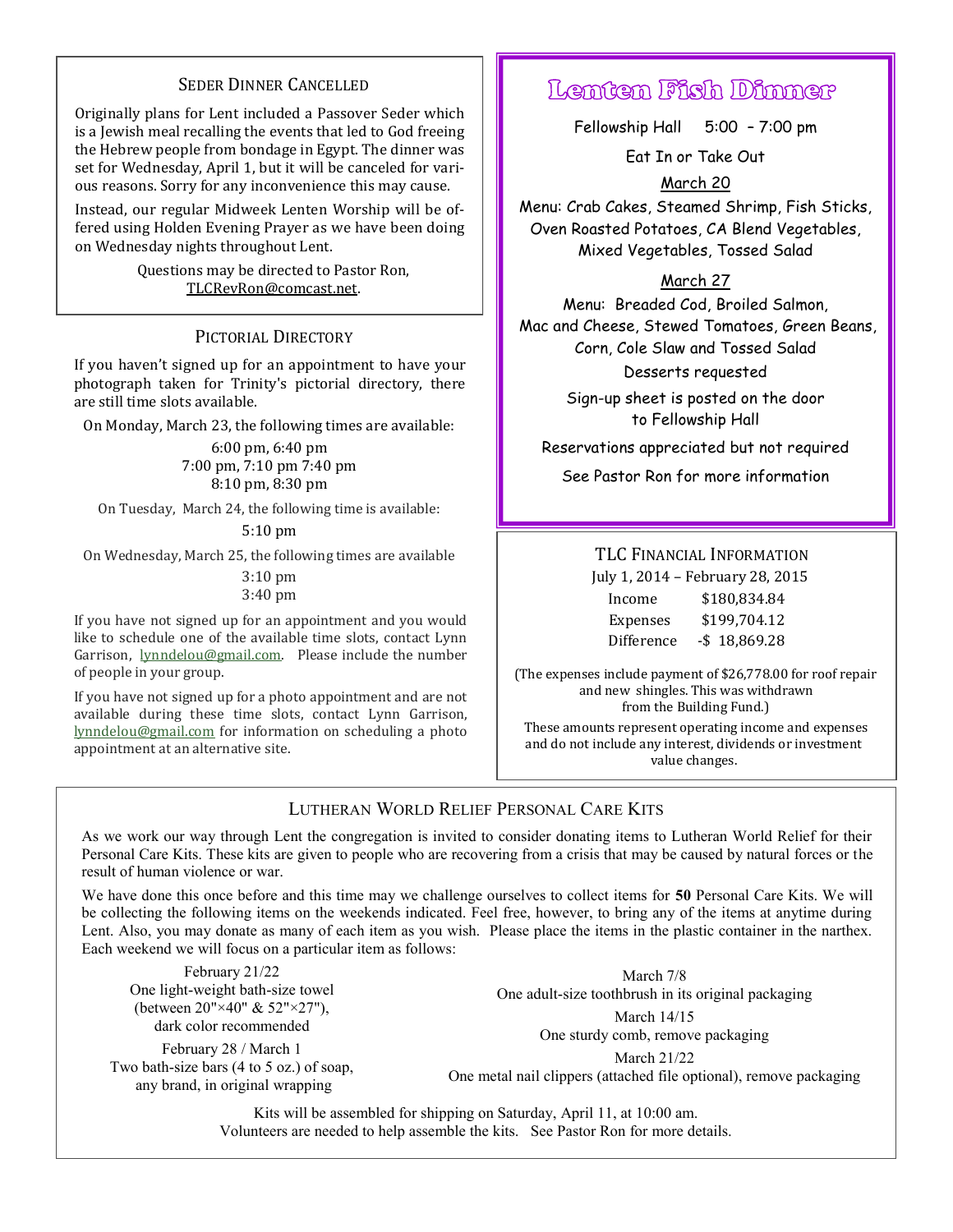## Seder Dinner Cancelled

Originally plans for Lent included a Passover Seder which is a Jewish meal recalling the events that led to God freeing the Hebrew people from bondage in Egypt. The dinner was set for Wednesday, April 1, but it will be canceled for various reasons. Sorry for any inconvenience this may cause.

Instead, our regular Midweek Lenten Worship will be offered using Holden Evening Prayer as we have been doing on Wednesday nights throughout Lent.

Questions may be directed to Pastor Ron, TLCRevRon@comcast.net.

## Pictorial Directory

If you haven't signed up for an appointment to have your photograph taken for Trinity's pictorial directory, there are still time slots available.

On Monday, March 23, the following times are available:

6:00 pm, 6:40 pm
7:00 pm, 7:10 pm 7:40 pm
8:10 pm, 8:30 pm

On Tuesday, March 24, the following time is available:

5:10 pm

On Wednesday, March 25, the following times are available

3:10 pm
3:40 pm

If you have not signed up for an appointment and you would like to schedule one of the available time slots, contact Lynn Garrison, lynndelou@gmail.com. Please include the number of people in your group.

If you have not signed up for a photo appointment and are not available during these time slots, contact Lynn Garrison, lynndelou@gmail.com for information on scheduling a photo appointment at an alternative site.

## Lenten Fish Dinner

Fellowship Hall 5:00 – 7:00 pm

Eat In or Take Out

March 20

Menu: Crab Cakes, Steamed Shrimp, Fish Sticks, Oven Roasted Potatoes, CA Blend Vegetables, Mixed Vegetables, Tossed Salad

March 27

Menu: Breaded Cod, Broiled Salmon, Mac and Cheese, Stewed Tomatoes, Green Beans, Corn, Cole Slaw and Tossed Salad

Desserts requested

Sign-up sheet is posted on the door to Fellowship Hall

Reservations appreciated but not required

See Pastor Ron for more information

## TLC Financial Information

July 1, 2014 – February 28, 2015

| | |
|---|---|
| Income | $180,834.84 |
| Expenses | $199,704.12 |
| Difference | -$ 18,869.28 |

(The expenses include payment of $26,778.00 for roof repair and new shingles. This was withdrawn from the Building Fund.)

These amounts represent operating income and expenses and do not include any interest, dividends or investment value changes.

## Lutheran World Relief Personal Care Kits

As we work our way through Lent the congregation is invited to consider donating items to Lutheran World Relief for their Personal Care Kits. These kits are given to people who are recovering from a crisis that may be caused by natural forces or the result of human violence or war.

We have done this once before and this time may we challenge ourselves to collect items for **50** Personal Care Kits. We will be collecting the following items on the weekends indicated. Feel free, however, to bring any of the items at anytime during Lent. Also, you may donate as many of each item as you wish. Please place the items in the plastic container in the narthex. Each weekend we will focus on a particular item as follows:

February 21/22
One light-weight bath-size towel (between 20"×40" & 52"×27"), dark color recommended

February 28 / March 1
Two bath-size bars (4 to 5 oz.) of soap, any brand, in original wrapping

March 7/8
One adult-size toothbrush in its original packaging

March 14/15
One sturdy comb, remove packaging

March 21/22
One metal nail clippers (attached file optional), remove packaging

Kits will be assembled for shipping on Saturday, April 11, at 10:00 am.
Volunteers are needed to help assemble the kits. See Pastor Ron for more details.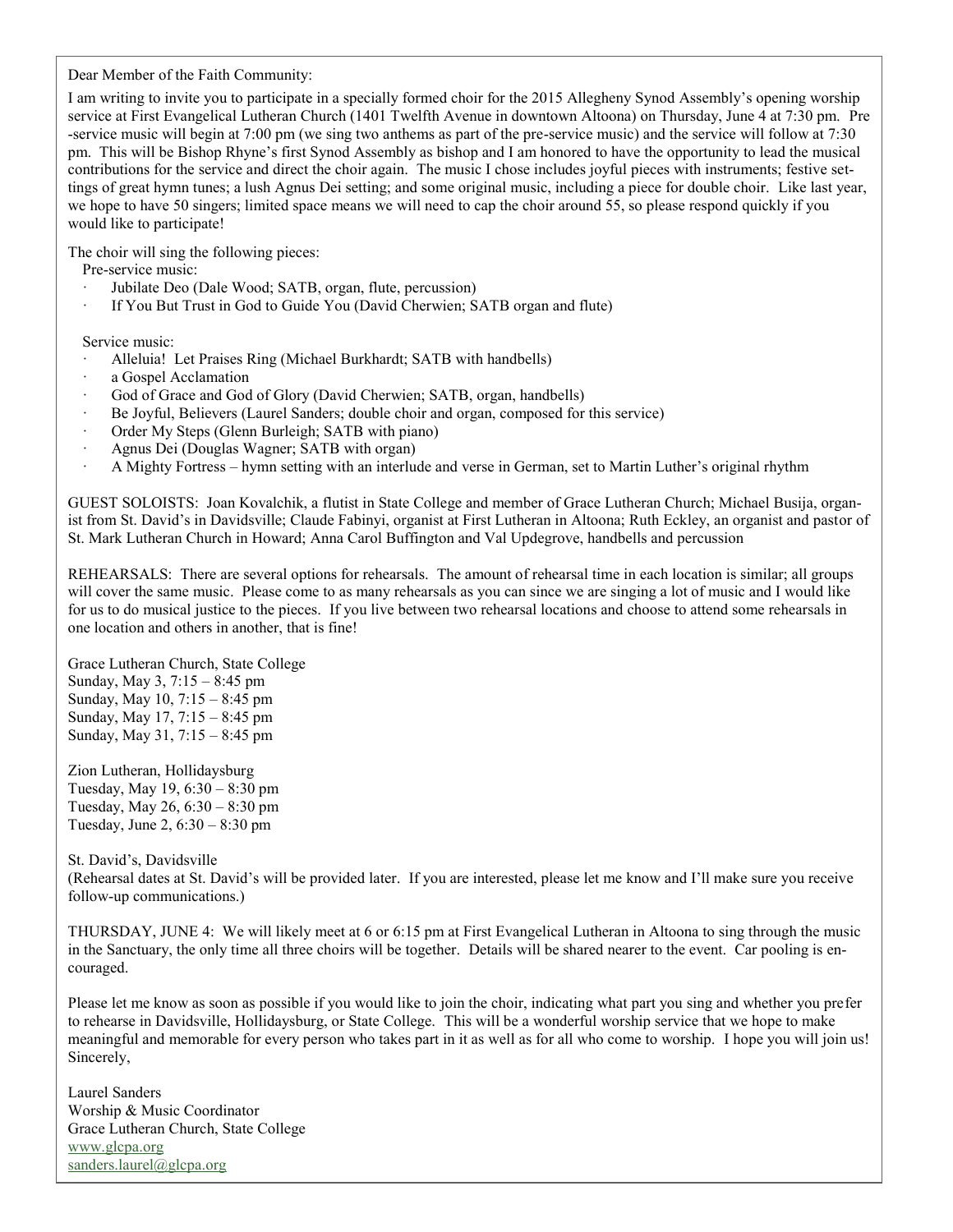Dear Member of the Faith Community:

I am writing to invite you to participate in a specially formed choir for the 2015 Allegheny Synod Assembly's opening worship service at First Evangelical Lutheran Church (1401 Twelfth Avenue in downtown Altoona) on Thursday, June 4 at 7:30 pm. Pre-service music will begin at 7:00 pm (we sing two anthems as part of the pre-service music) and the service will follow at 7:30 pm. This will be Bishop Rhyne's first Synod Assembly as bishop and I am honored to have the opportunity to lead the musical contributions for the service and direct the choir again. The music I chose includes joyful pieces with instruments; festive settings of great hymn tunes; a lush Agnus Dei setting; and some original music, including a piece for double choir. Like last year, we hope to have 50 singers; limited space means we will need to cap the choir around 55, so please respond quickly if you would like to participate!

The choir will sing the following pieces:

Pre-service music:

- Jubilate Deo (Dale Wood; SATB, organ, flute, percussion)
- If You But Trust in God to Guide You (David Cherwien; SATB organ and flute)

Service music:

- Alleluia! Let Praises Ring (Michael Burkhardt; SATB with handbells)
- a Gospel Acclamation
- God of Grace and God of Glory (David Cherwien; SATB, organ, handbells)
- Be Joyful, Believers (Laurel Sanders; double choir and organ, composed for this service)
- Order My Steps (Glenn Burleigh; SATB with piano)
- Agnus Dei (Douglas Wagner; SATB with organ)
- A Mighty Fortress – hymn setting with an interlude and verse in German, set to Martin Luther's original rhythm

GUEST SOLOISTS: Joan Kovalchik, a flutist in State College and member of Grace Lutheran Church; Michael Busija, organist from St. David's in Davidsville; Claude Fabinyi, organist at First Lutheran in Altoona; Ruth Eckley, an organist and pastor of St. Mark Lutheran Church in Howard; Anna Carol Buffington and Val Updegrove, handbells and percussion

REHEARSALS: There are several options for rehearsals. The amount of rehearsal time in each location is similar; all groups will cover the same music. Please come to as many rehearsals as you can since we are singing a lot of music and I would like for us to do musical justice to the pieces. If you live between two rehearsal locations and choose to attend some rehearsals in one location and others in another, that is fine!

Grace Lutheran Church, State College  
Sunday, May 3, 7:15 – 8:45 pm  
Sunday, May 10, 7:15 – 8:45 pm  
Sunday, May 17, 7:15 – 8:45 pm  
Sunday, May 31, 7:15 – 8:45 pm

Zion Lutheran, Hollidaysburg  
Tuesday, May 19, 6:30 – 8:30 pm  
Tuesday, May 26, 6:30 – 8:30 pm  
Tuesday, June 2, 6:30 – 8:30 pm

St. David's, Davidsville  
(Rehearsal dates at St. David's will be provided later. If you are interested, please let me know and I'll make sure you receive follow-up communications.)

THURSDAY, JUNE 4: We will likely meet at 6 or 6:15 pm at First Evangelical Lutheran in Altoona to sing through the music in the Sanctuary, the only time all three choirs will be together. Details will be shared nearer to the event. Car pooling is encouraged.

Please let me know as soon as possible if you would like to join the choir, indicating what part you sing and whether you prefer to rehearse in Davidsville, Hollidaysburg, or State College. This will be a wonderful worship service that we hope to make meaningful and memorable for every person who takes part in it as well as for all who come to worship. I hope you will join us!  
Sincerely,

Laurel Sanders  
Worship & Music Coordinator  
Grace Lutheran Church, State College  
www.glcpa.org  
sanders.laurel@glcpa.org